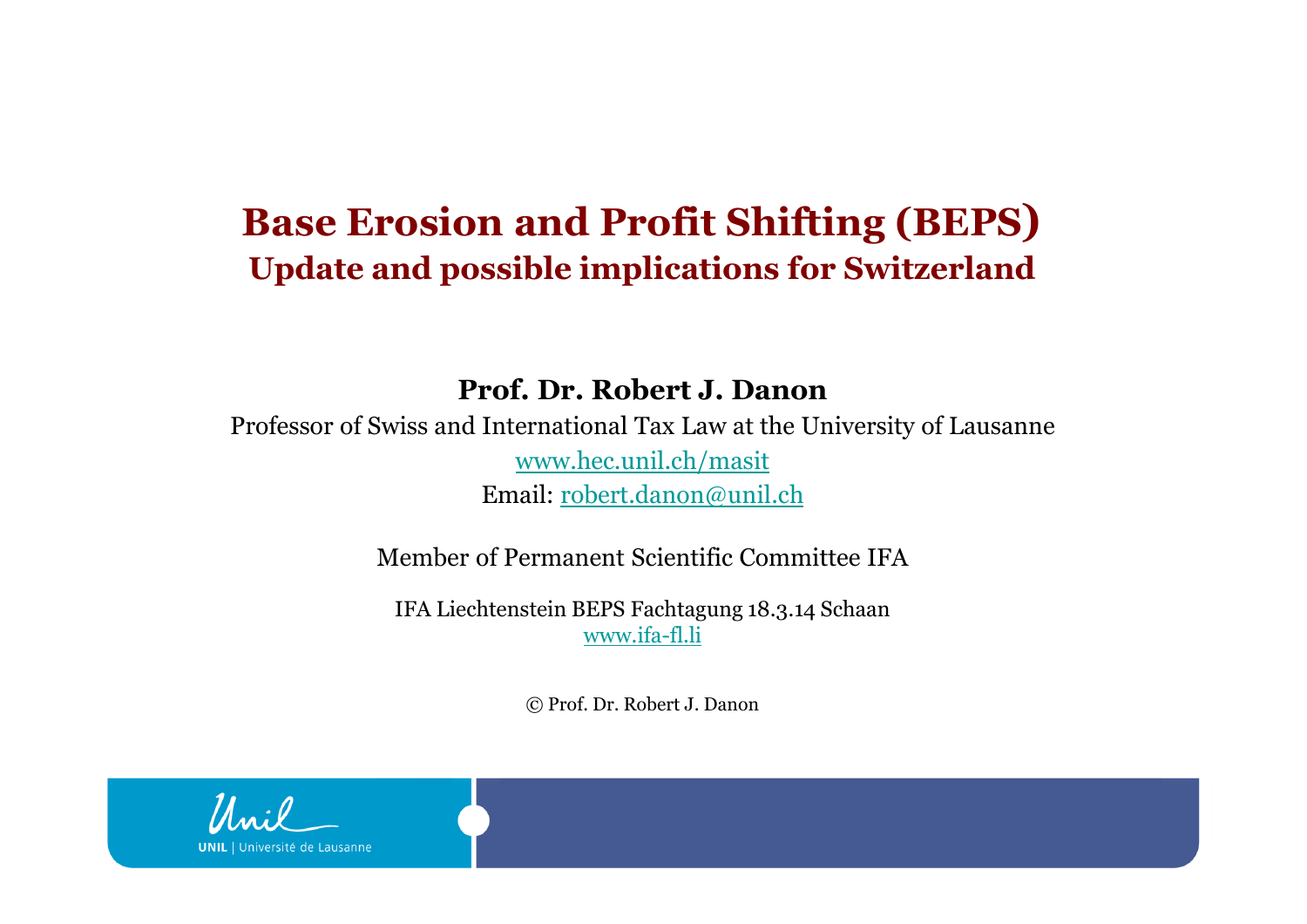# Base Erosion and Profit Shifting (BEPS)

## Update and possible implications for Switzerland

**Prof. Dr. Robert J. Danon**

Professor of Swiss and International Tax Law at the University of Lausanne

www.hec.unil.ch/masit

Email: robert.danon@unil.ch

Member of Permanent Scientific Committee IFA

IFA Liechtenstein BEPS Fachtagung 18.3.14 Schaan

www.ifa-fl.li

© Prof. Dr. Robert J. Danon

UNIL | Université de Lausanne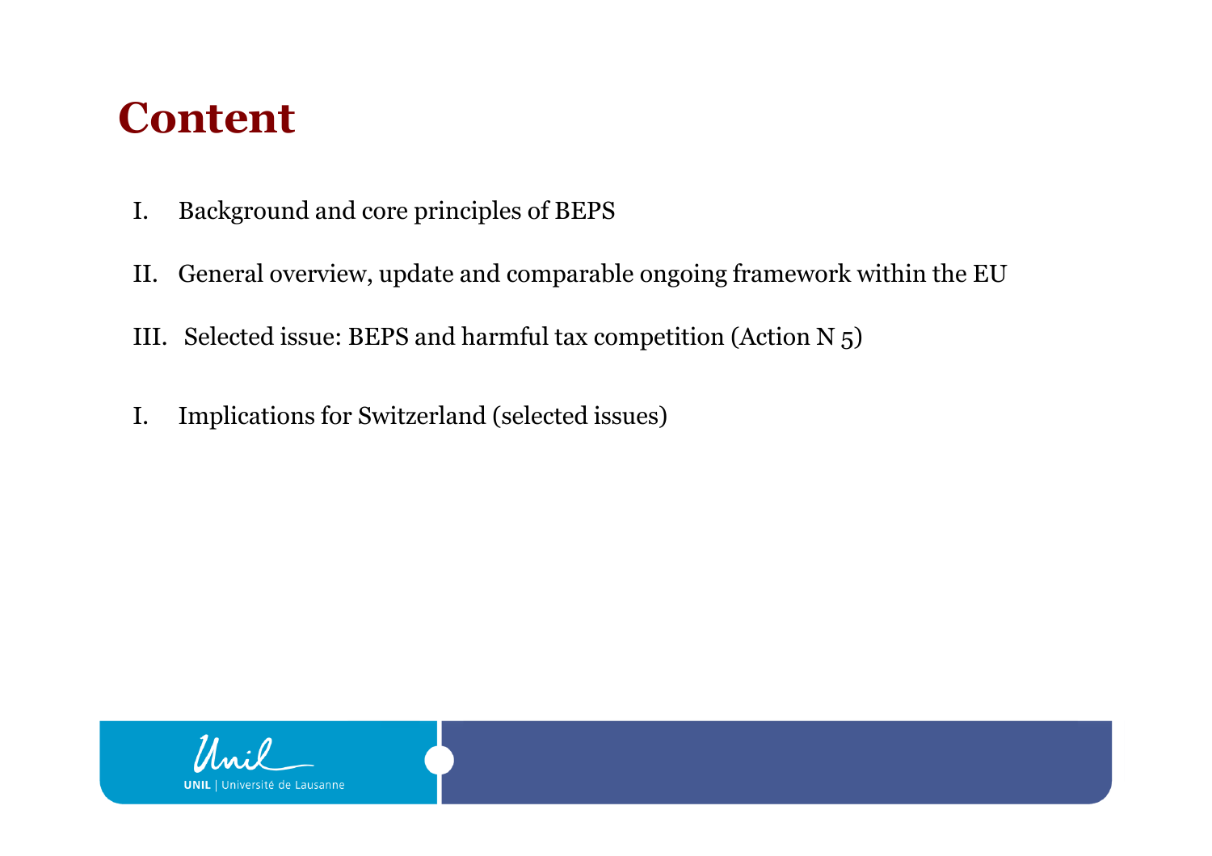# Content

I. Background and core principles of BEPS

II. General overview, update and comparable ongoing framework within the EU

III. Selected issue: BEPS and harmful tax competition (Action N 5)

I. Implications for Switzerland (selected issues)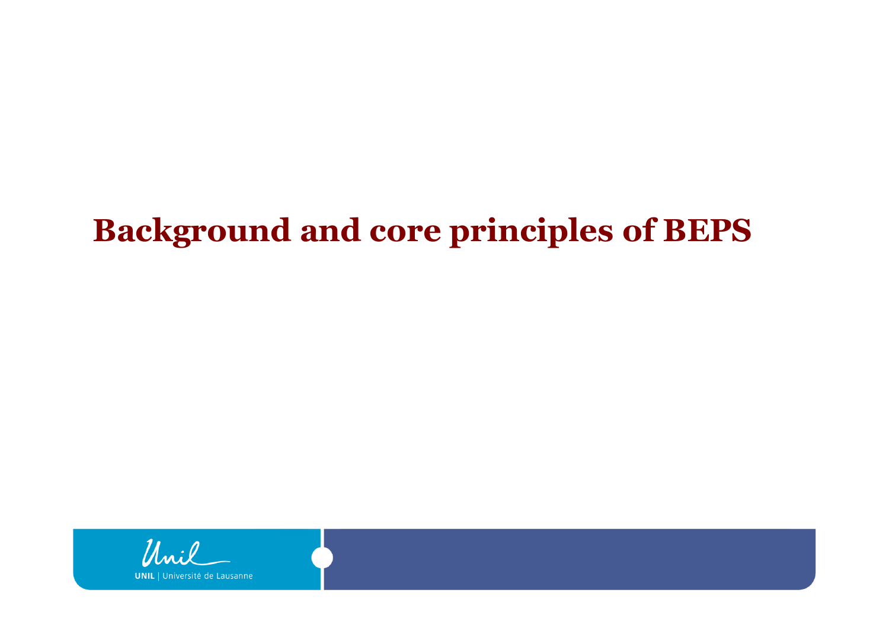# Background and core principles of BEPS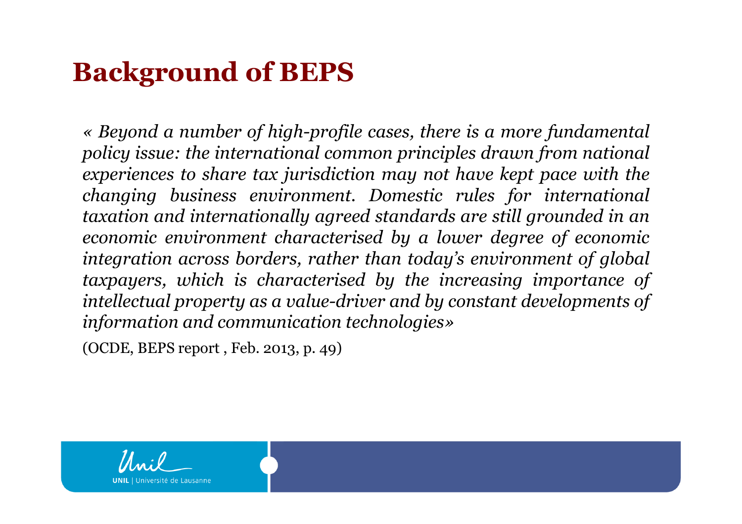# Background of BEPS

*« Beyond a number of high-profile cases, there is a more fundamental policy issue: the international common principles drawn from national experiences to share tax jurisdiction may not have kept pace with the changing business environment. Domestic rules for international taxation and internationally agreed standards are still grounded in an economic environment characterised by a lower degree of economic integration across borders, rather than today's environment of global taxpayers, which is characterised by the increasing importance of intellectual property as a value-driver and by constant developments of information and communication technologies»*

(OCDE, BEPS report , Feb. 2013, p. 49)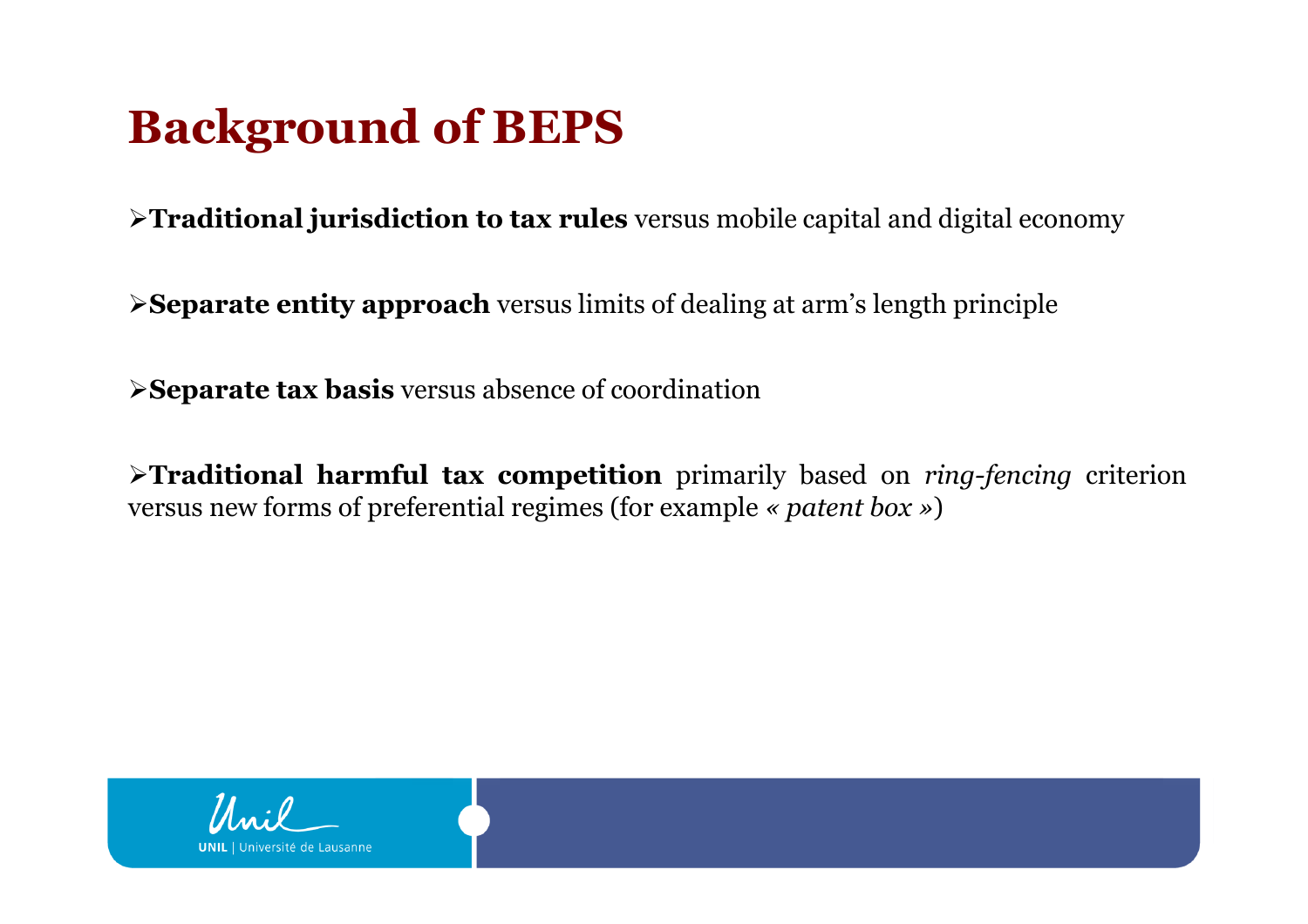# Background of BEPS

- **Traditional jurisdiction to tax rules** versus mobile capital and digital economy

- **Separate entity approach** versus limits of dealing at arm's length principle

- **Separate tax basis** versus absence of coordination

- **Traditional harmful tax competition** primarily based on *ring-fencing* criterion versus new forms of preferential regimes (for example *« patent box »*)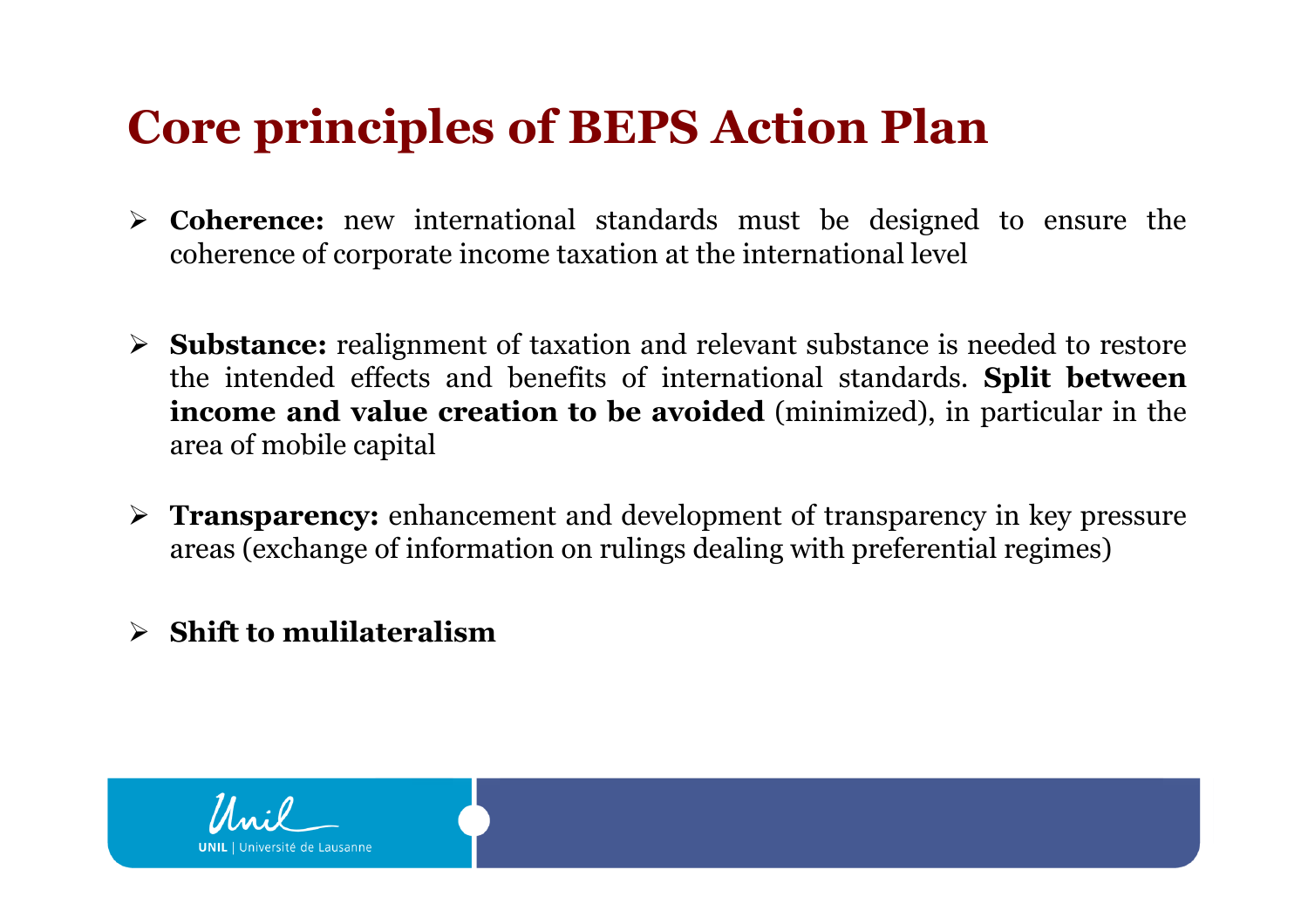# Core principles of BEPS Action Plan

- **Coherence:** new international standards must be designed to ensure the coherence of corporate income taxation at the international level

- **Substance:** realignment of taxation and relevant substance is needed to restore the intended effects and benefits of international standards. **Split between income and value creation to be avoided** (minimized), in particular in the area of mobile capital

- **Transparency:** enhancement and development of transparency in key pressure areas (exchange of information on rulings dealing with preferential regimes)

- **Shift to mulilateralism**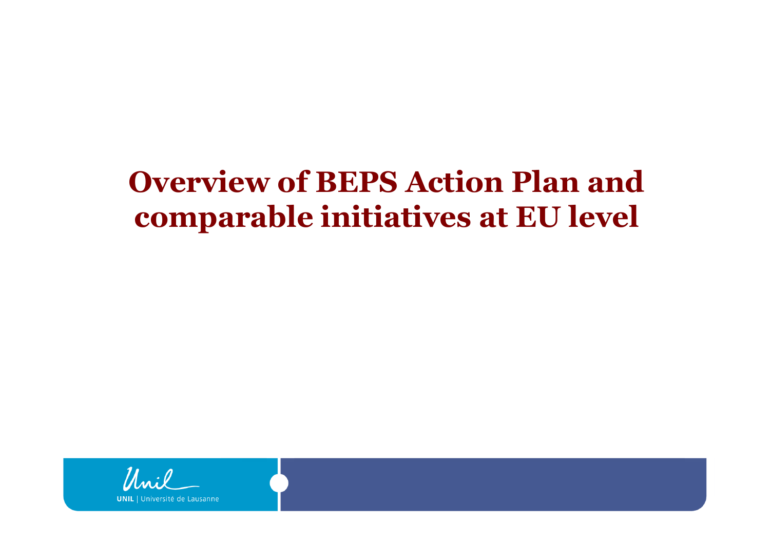# Overview of BEPS Action Plan and comparable initiatives at EU level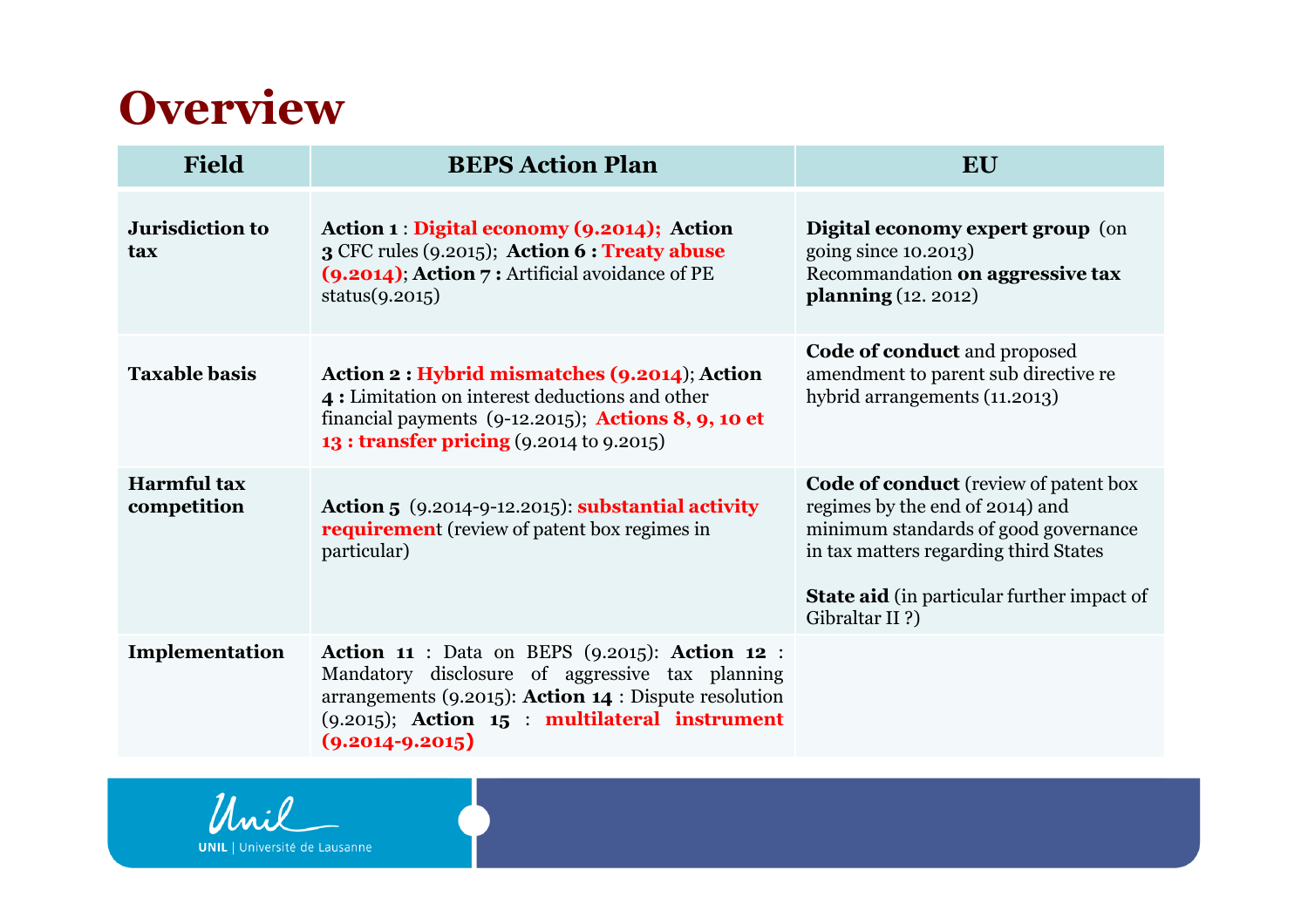# Overview

| Field | BEPS Action Plan | EU |
|---|---|---|
| **Jurisdiction to tax** | **Action 1** : **Digital economy (9.2014); Action 3** CFC rules (9.2015); **Action 6 : Treaty abuse (9.2014)**; **Action 7 :** Artificial avoidance of PE status(9.2015) | **Digital economy expert group** (on going since 10.2013) Recommandation **on aggressive tax planning** (12. 2012) |
| **Taxable basis** | **Action 2 : Hybrid mismatches (9.2014)**; **Action 4 :** Limitation on interest deductions and other financial payments (9-12.2015); **Actions 8, 9, 10 et 13 : transfer pricing** (9.2014 to 9.2015) | **Code of conduct** and proposed amendment to parent sub directive re hybrid arrangements (11.2013) |
| **Harmful tax competition** | **Action 5** (9.2014-9-12.2015): **substantial activity requirement** (review of patent box regimes in particular) | **Code of conduct** (review of patent box regimes by the end of 2014) and minimum standards of good governance in tax matters regarding third States<br><br>**State aid** (in particular further impact of Gibraltar II ?) |
| **Implementation** | **Action 11** : Data on BEPS (9.2015): **Action 12** : Mandatory disclosure of aggressive tax planning arrangements (9.2015): **Action 14** : Dispute resolution (9.2015); **Action 15** : **multilateral instrument (9.2014-9.2015)** | |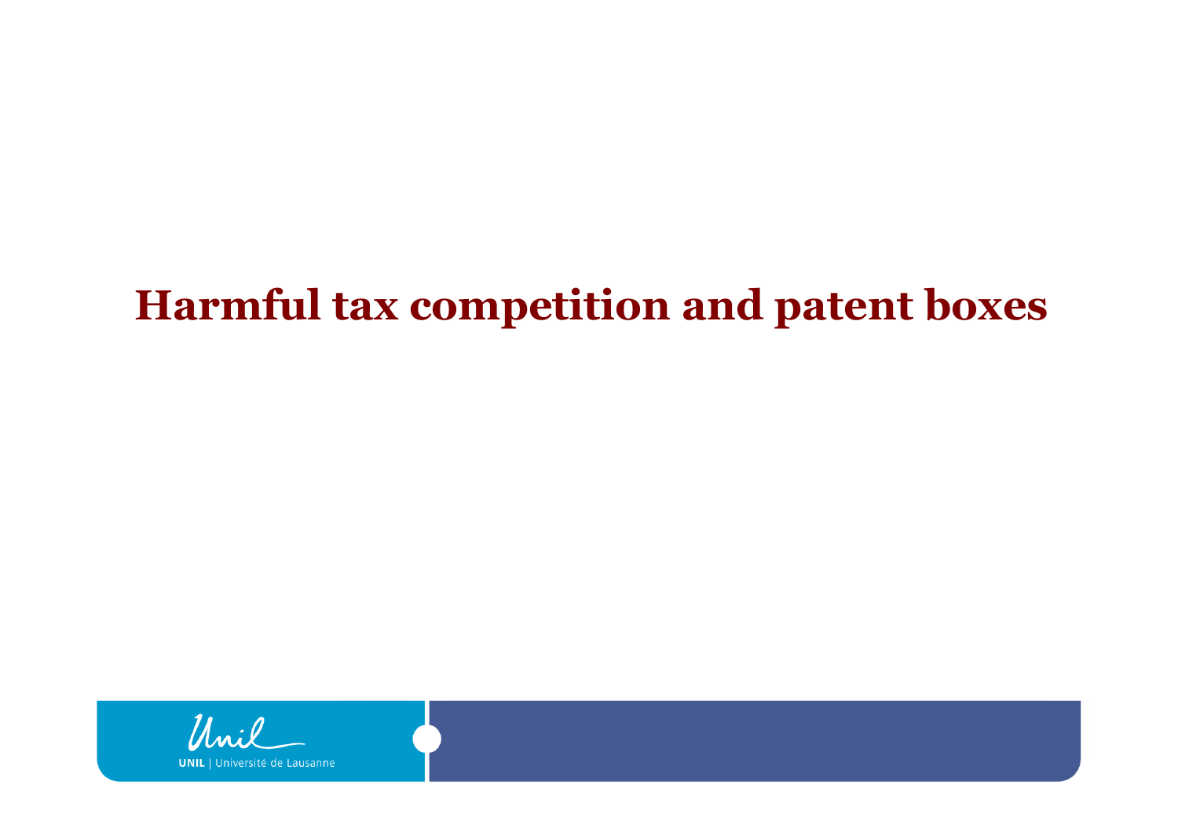# Harmful tax competition and patent boxes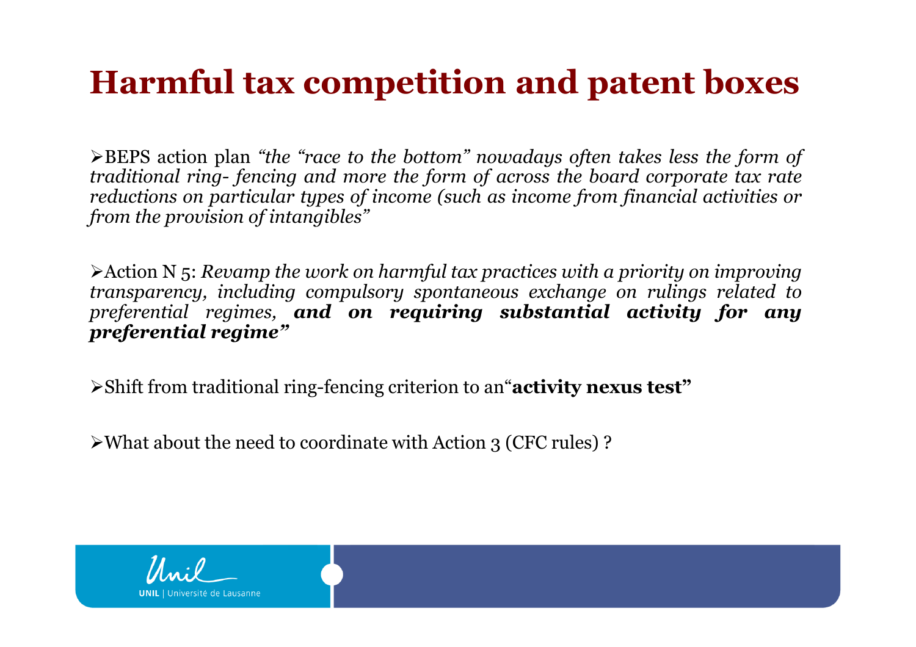# Harmful tax competition and patent boxes

- BEPS action plan *"the "race to the bottom" nowadays often takes less the form of traditional ring- fencing and more the form of across the board corporate tax rate reductions on particular types of income (such as income from financial activities or from the provision of intangibles"*

- Action N 5: *Revamp the work on harmful tax practices with a priority on improving transparency, including compulsory spontaneous exchange on rulings related to preferential regimes,* ***and on requiring substantial activity for any preferential regime"***

- Shift from traditional ring-fencing criterion to an"**activity nexus test"**

- What about the need to coordinate with Action 3 (CFC rules) ?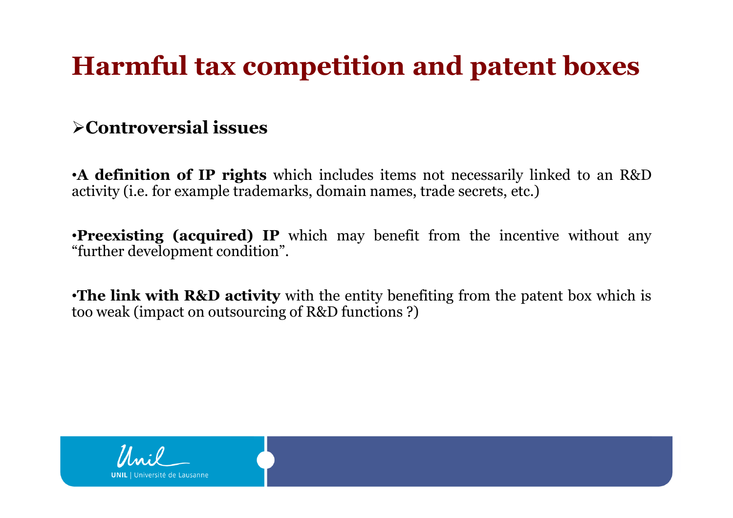# Harmful tax competition and patent boxes

## ➢Controversial issues

•**A definition of IP rights** which includes items not necessarily linked to an R&D activity (i.e. for example trademarks, domain names, trade secrets, etc.)

•**Preexisting (acquired) IP** which may benefit from the incentive without any "further development condition".

•**The link with R&D activity** with the entity benefiting from the patent box which is too weak (impact on outsourcing of R&D functions ?)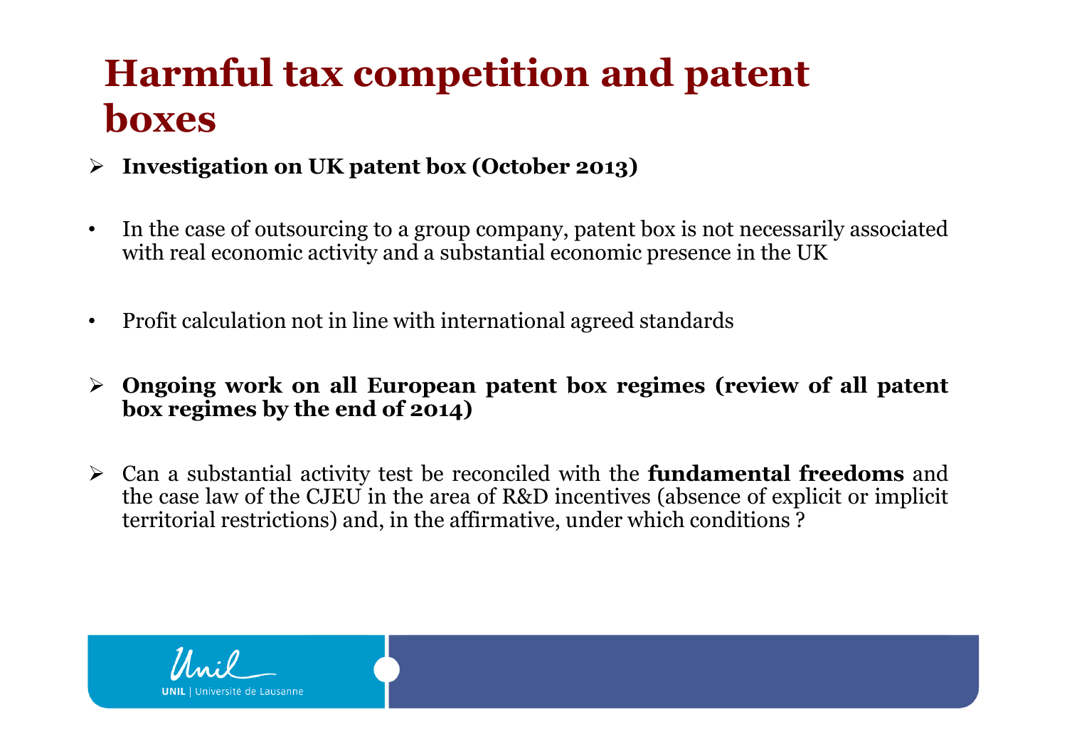# Harmful tax competition and patent boxes

- **Investigation on UK patent box (October 2013)**

- In the case of outsourcing to a group company, patent box is not necessarily associated with real economic activity and a substantial economic presence in the UK

- Profit calculation not in line with international agreed standards

- **Ongoing work on all European patent box regimes (review of all patent box regimes by the end of 2014)**

- Can a substantial activity test be reconciled with the **fundamental freedoms** and the case law of the CJEU in the area of R&D incentives (absence of explicit or implicit territorial restrictions) and, in the affirmative, under which conditions ?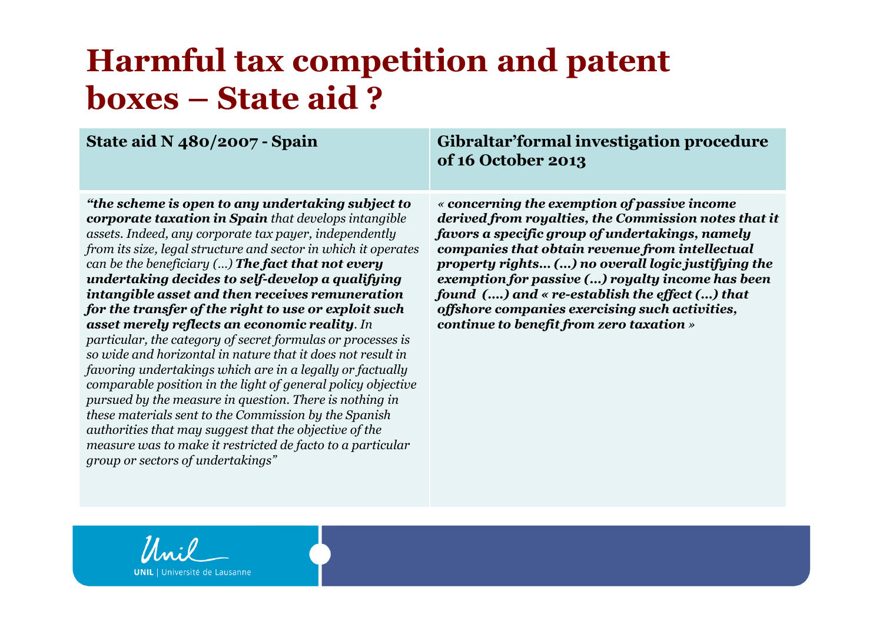# Harmful tax competition and patent boxes – State aid ?

| State aid N 480/2007 - Spain | Gibraltar'formal investigation procedure of 16 October 2013 |
|---|---|
| ***"the scheme is open to any undertaking subject to corporate taxation in Spain*** *that develops intangible assets. Indeed, any corporate tax payer, independently from its size, legal structure and sector in which it operates can be the beneficiary (...)* ***The fact that not every undertaking decides to self-develop a qualifying intangible asset and then receives remuneration for the transfer of the right to use or exploit such asset merely reflects an economic reality****. In particular, the category of secret formulas or processes is so wide and horizontal in nature that it does not result in favoring undertakings which are in a legally or factually comparable position in the light of general policy objective pursued by the measure in question. There is nothing in these materials sent to the Commission by the Spanish authorities that may suggest that the objective of the measure was to make it restricted de facto to a particular group or sectors of undertakings"* | ***« concerning the exemption of passive income derived from royalties, the Commission notes that it favors a specific group of undertakings, namely companies that obtain revenue from intellectual property rights… (…) no overall logic justifying the exemption for passive (…) royalty income has been found (….) and « re-establish the effect (…) that offshore companies exercising such activities, continue to benefit from zero taxation »*** |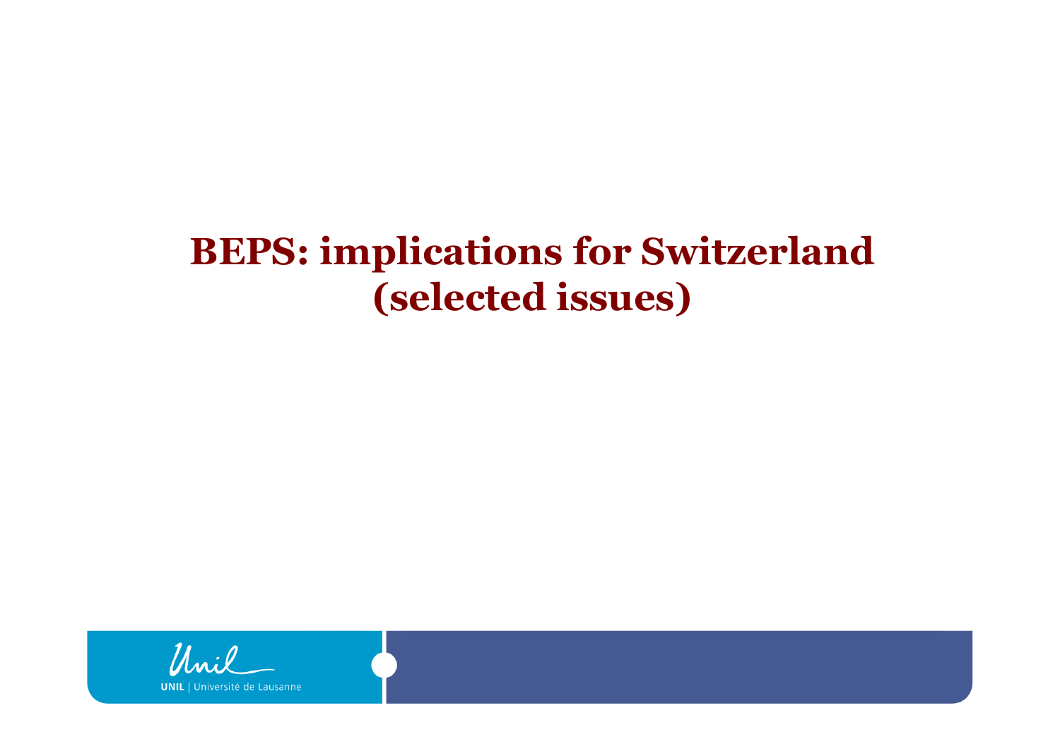# BEPS: implications for Switzerland (selected issues)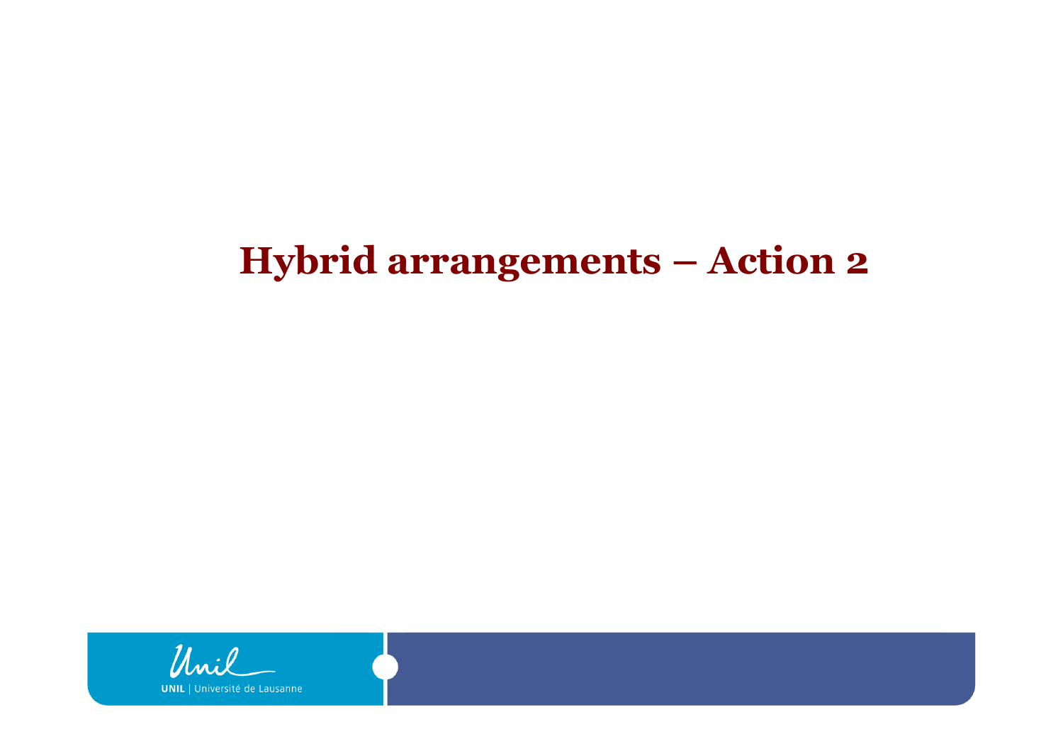# Hybrid arrangements – Action 2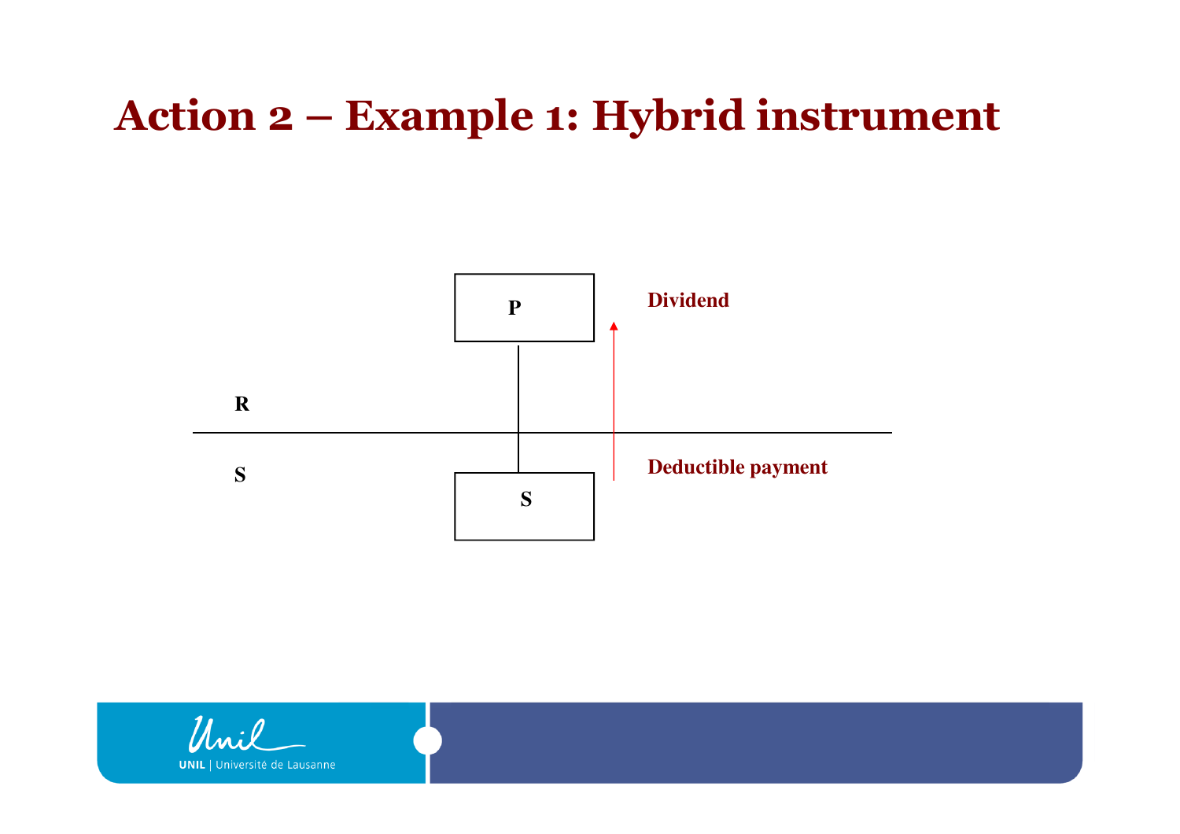# Action 2 – Example 1: Hybrid instrument

P

Dividend

R

S

S

Deductible payment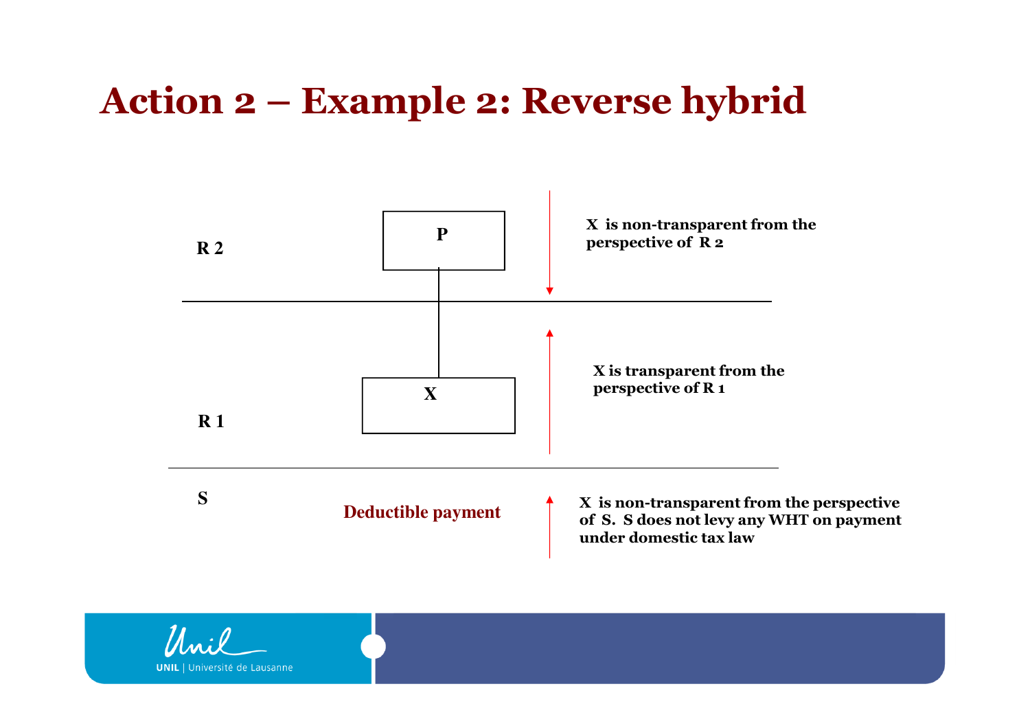# Action 2 – Example 2: Reverse hybrid

R 2

P

**X is non-transparent from the perspective of R 2**

R 1

X

**X is transparent from the perspective of R 1**

S

**Deductible payment**

**X is non-transparent from the perspective of S. S does not levy any WHT on payment under domestic tax law**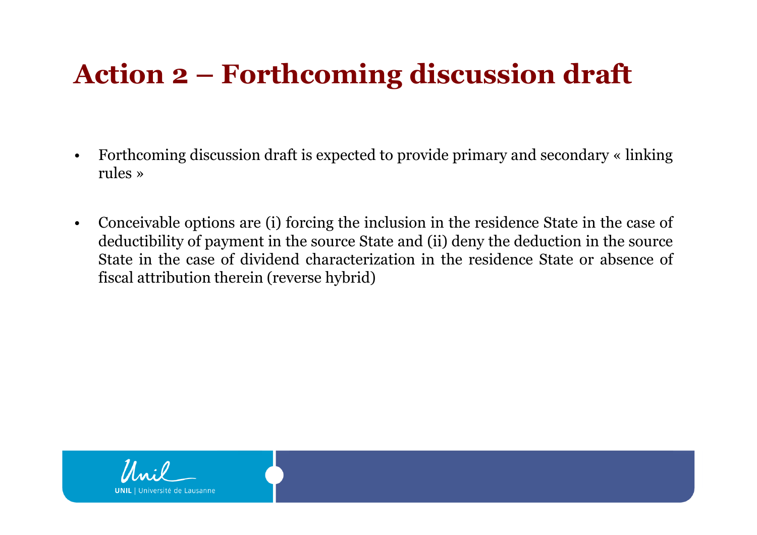# Action 2 – Forthcoming discussion draft

- Forthcoming discussion draft is expected to provide primary and secondary « linking rules »

- Conceivable options are (i) forcing the inclusion in the residence State in the case of deductibility of payment in the source State and (ii) deny the deduction in the source State in the case of dividend characterization in the residence State or absence of fiscal attribution therein (reverse hybrid)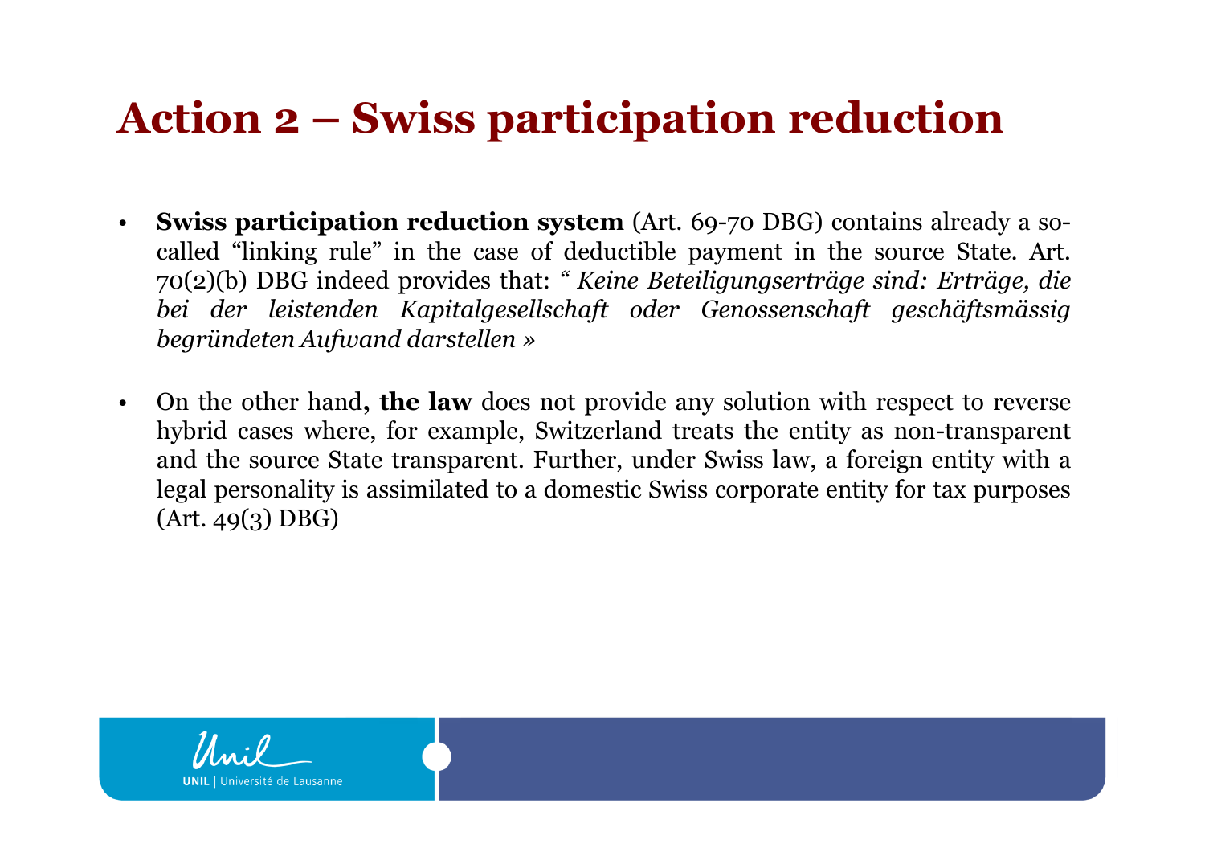# Action 2 – Swiss participation reduction

- **Swiss participation reduction system** (Art. 69-70 DBG) contains already a so-called "linking rule" in the case of deductible payment in the source State. Art. 70(2)(b) DBG indeed provides that: *" Keine Beteiligungserträge sind: Erträge, die bei der leistenden Kapitalgesellschaft oder Genossenschaft geschäftsmässig begründeten Aufwand darstellen »*

- On the other hand**, the law** does not provide any solution with respect to reverse hybrid cases where, for example, Switzerland treats the entity as non-transparent and the source State transparent. Further, under Swiss law, a foreign entity with a legal personality is assimilated to a domestic Swiss corporate entity for tax purposes (Art. 49(3) DBG)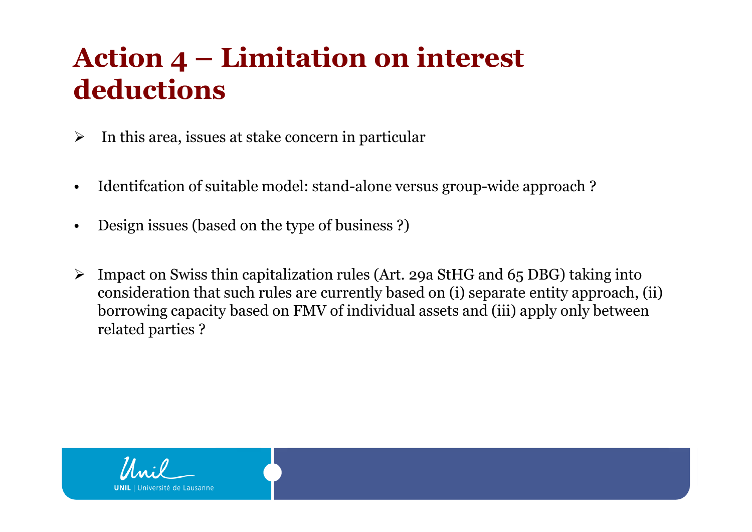# Action 4 – Limitation on interest deductions

- In this area, issues at stake concern in particular

- Identifcation of suitable model: stand-alone versus group-wide approach ?
- Design issues (based on the type of business ?)

- Impact on Swiss thin capitalization rules (Art. 29a StHG and 65 DBG) taking into consideration that such rules are currently based on (i) separate entity approach, (ii) borrowing capacity based on FMV of individual assets and (iii) apply only between related parties ?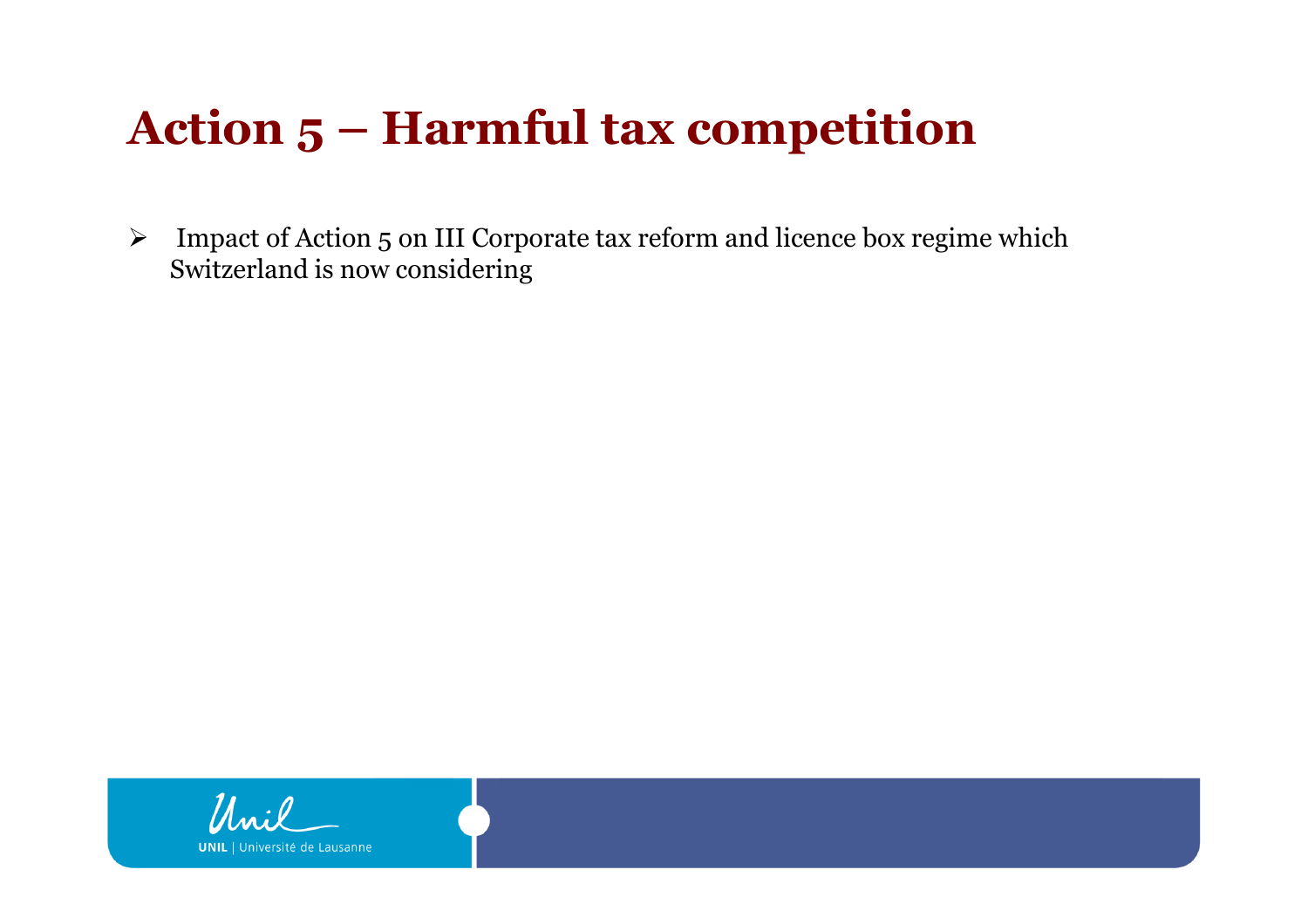# Action 5 – Harmful tax competition

- Impact of Action 5 on III Corporate tax reform and licence box regime which Switzerland is now considering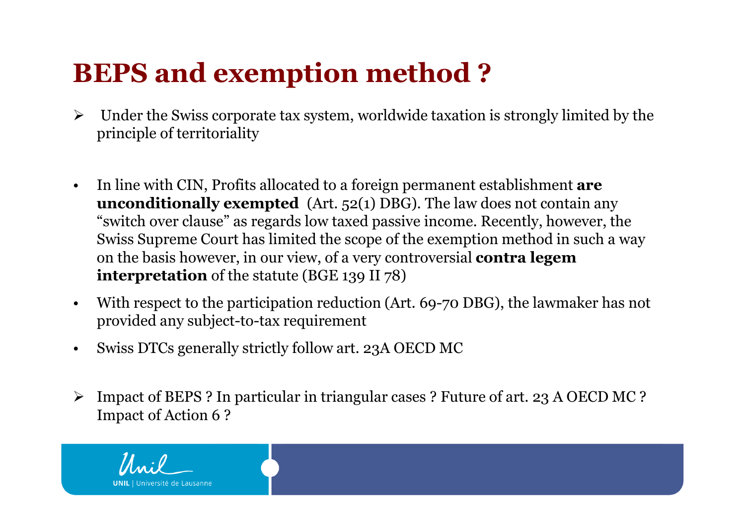# BEPS and exemption method ?

- Under the Swiss corporate tax system, worldwide taxation is strongly limited by the principle of territoriality

- In line with CIN, Profits allocated to a foreign permanent establishment **are unconditionally exempted** (Art. 52(1) DBG). The law does not contain any "switch over clause" as regards low taxed passive income. Recently, however, the Swiss Supreme Court has limited the scope of the exemption method in such a way on the basis however, in our view, of a very controversial **contra legem interpretation** of the statute (BGE 139 II 78)
- With respect to the participation reduction (Art. 69-70 DBG), the lawmaker has not provided any subject-to-tax requirement
- Swiss DTCs generally strictly follow art. 23A OECD MC

- Impact of BEPS ? In particular in triangular cases ? Future of art. 23 A OECD MC ? Impact of Action 6 ?